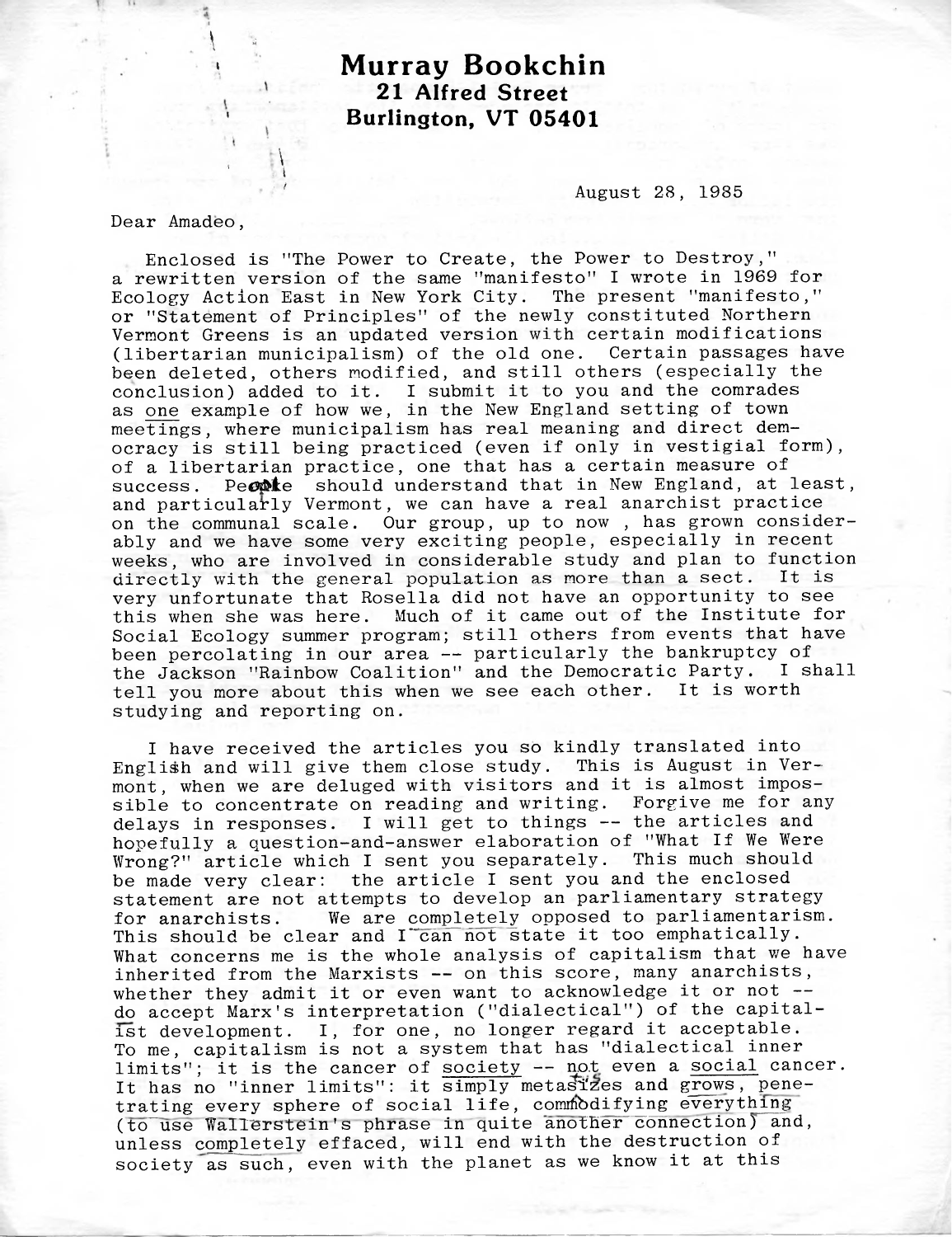**Murray Bookchin**
**21 Alfred Street**
**Burlington, VT 05401**

August 28, 1985

Dear Amadeo,

Enclosed is "The Power to Create, the Power to Destroy," a rewritten version of the same "manifesto" I wrote in 1969 for Ecology Action East in New York City. The present "manifesto," or "Statement of Principles" of the newly constituted Northern Vermont Greens is an updated version with certain modifications (libertarian municipalism) of the old one. Certain passages have been deleted, others modified, and still others (especially the conclusion) added to it. I submit it to you and the comrades as <u>one</u> example of how we, in the New England setting of town meetings, where municipalism has real meaning and direct democracy is still being practiced (even if only in vestigial form), of a libertarian practice, one that has a certain measure of success. People should understand that in New England, at least, and particularly Vermont, we can have a real anarchist practice on the communal scale. Our group, up to now , has grown considerably and we have some very exciting people, especially in recent weeks, who are involved in considerable study and plan to function directly with the general population as more than a sect. It is very unfortunate that Rosella did not have an opportunity to see this when she was here. Much of it came out of the Institute for Social Ecology summer program; still others from events that have been percolating in our area -- particularly the bankruptcy of the Jackson "Rainbow Coalition" and the Democratic Party. I shall tell you more about this when we see each other. It is worth studying and reporting on.

I have received the articles you so kindly translated into English and will give them close study. This is August in Vermont, when we are deluged with visitors and it is almost impossible to concentrate on reading and writing. Forgive me for any delays in responses. I will get to things -- the articles and hopefully a question-and-answer elaboration of "What If We Were Wrong?" article which I sent you separately. This much should be made very clear: the article I sent you and the enclosed statement are not attempts to develop an parliamentary strategy for anarchists. We are <u>completely</u> opposed to parliamentarism. This should be clear and I can not state it too emphatically. What concerns me is the whole analysis of capitalism that we have inherited from the Marxists -- on this score, many anarchists, whether they admit it or even want to acknowledge it or not -- <u>do</u> accept Marx's interpretation ("dialectical") of the capitalist development. I, for one, no longer regard it acceptable. To me, capitalism is not a system that has "dialectical inner limits"; it is the cancer of <u>society</u> -- <u>not</u> even a <u>social</u> cancer. It has no "inner limits": it <u>simply metastasizes</u> and <u>grows</u>, penetrating every sphere of social life, <u>commodifying everything</u> (to use Wallerstein's phrase in quite another connection) and, unless <u>completely</u> effaced, will end with the destruction of society as such, even with the planet as we know it at this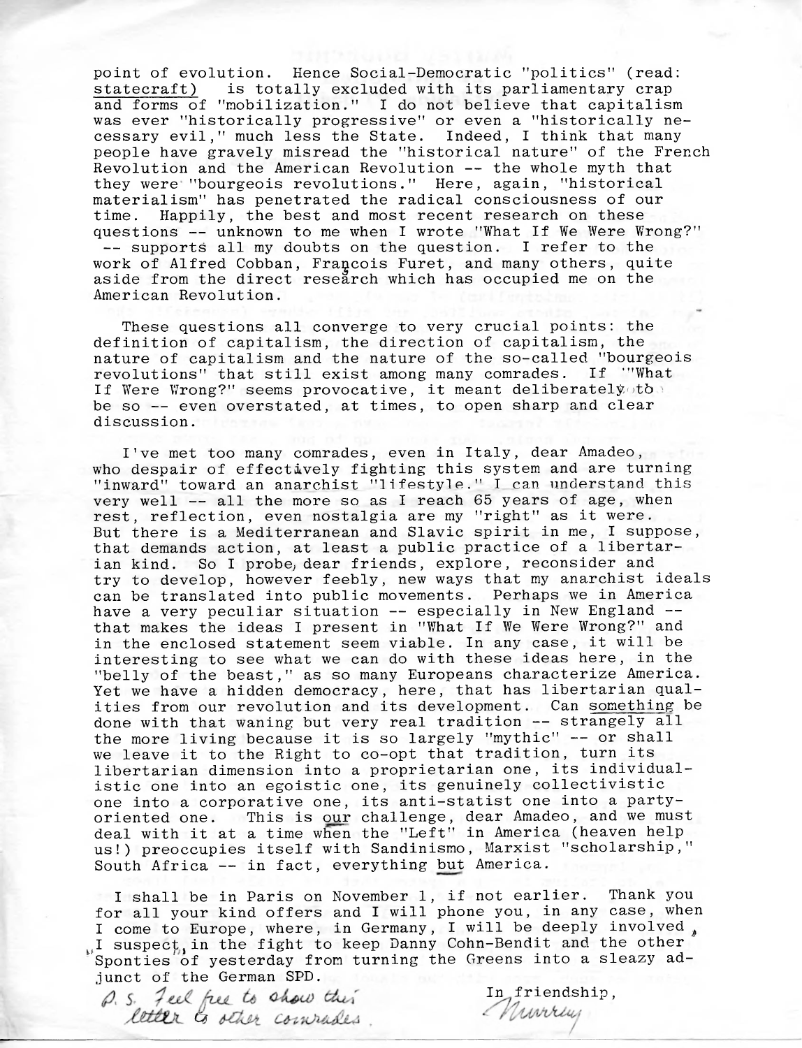point of evolution. Hence Social-Democratic "politics" (read: statecraft) is totally excluded with its parliamentary crap and forms of "mobilization." I do not believe that capitalism was ever "historically progressive" or even a "historically necessary evil," much less the State. Indeed, I think that many people have gravely misread the "historical nature" of the French Revolution and the American Revolution -- the whole myth that they were "bourgeois revolutions." Here, again, "historical materialism" has penetrated the radical consciousness of our time. Happily, the best and most recent research on these questions -- unknown to me when I wrote "What If We Were Wrong?" -- supports all my doubts on the question. I refer to the work of Alfred Cobban, François Furet, and many others, quite aside from the direct research which has occupied me on the American Revolution.

These questions all converge to very crucial points: the definition of capitalism, the direction of capitalism, the nature of capitalism and the nature of the so-called "bourgeois revolutions" that still exist among many comrades. If "What If Were Wrong?" seems provocative, it meant deliberately to be so -- even overstated, at times, to open sharp and clear discussion.

I've met too many comrades, even in Italy, dear Amadeo, who despair of effectively fighting this system and are turning "inward" toward an anarchist "lifestyle." I can understand this very well -- all the more so as I reach 65 years of age, when rest, reflection, even nostalgia are my "right" as it were. But there is a Mediterranean and Slavic spirit in me, I suppose, that demands action, at least a public practice of a libertarian kind. So I probe, dear friends, explore, reconsider and try to develop, however feebly, new ways that my anarchist ideals can be translated into public movements. Perhaps we in America have a very peculiar situation -- especially in New England -- that makes the ideas I present in "What If We Were Wrong?" and in the enclosed statement seem viable. In any case, it will be interesting to see what we can do with these ideas here, in the "belly of the beast," as so many Europeans characterize America. Yet we have a hidden democracy, here, that has libertarian qualities from our revolution and its development. Can something be done with that waning but very real tradition -- strangely all the more living because it is so largely "mythic" -- or shall we leave it to the Right to co-opt that tradition, turn its libertarian dimension into a proprietarian one, its individualistic one into an egoistic one, its genuinely collectivistic one into a corporative one, its anti-statist one into a party-oriented one. This is our challenge, dear Amadeo, and we must deal with it at a time when the "Left" in America (heaven help us!) preoccupies itself with Sandinismo, Marxist "scholarship," South Africa -- in fact, everything but America.

I shall be in Paris on November 1, if not earlier. Thank you for all your kind offers and I will phone you, in any case, when I come to Europe, where, in Germany, I will be deeply involved, I suspect, in the fight to keep Danny Cohn-Bendit and the other "Sponties" of yesterday from turning the Greens into a sleazy adjunct of the German SPD.

In friendship,

Murray

P.S. Feel free to show this letter to other comrades.